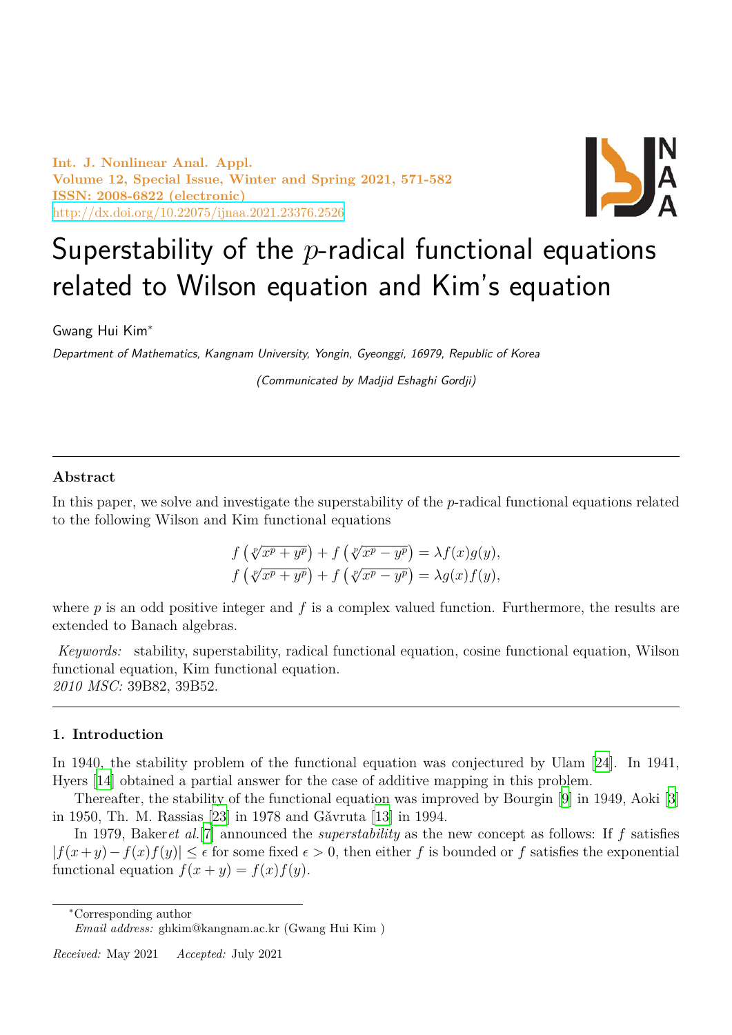# Superstability of the $p$-radical functional equations related to Wilson equation and Kim's equation

Gwang Hui Kim*

*Department of Mathematics, Kangnam University, Yongin, Gyeonggi, 16979, Republic of Korea*

*(Communicated by Madjid Eshaghi Gordji)*

---

## Abstract

In this paper, we solve and investigate the superstability of the $p$-radical functional equations related to the following Wilson and Kim functional equations

$$f\left(\sqrt[p]{x^p + y^p}\right) + f\left(\sqrt[p]{x^p - y^p}\right) = \lambda f(x)g(y),$$
$$f\left(\sqrt[p]{x^p + y^p}\right) + f\left(\sqrt[p]{x^p - y^p}\right) = \lambda g(x)f(y),$$

where $p$ is an odd positive integer and $f$ is a complex valued function. Furthermore, the results are extended to Banach algebras.

*Keywords:* stability, superstability, radical functional equation, cosine functional equation, Wilson functional equation, Kim functional equation.
*2010 MSC:* 39B82, 39B52.

---

## 1. Introduction

In 1940, the stability problem of the functional equation was conjectured by Ulam [24]. In 1941, Hyers [14] obtained a partial answer for the case of additive mapping in this problem.

Thereafter, the stability of the functional equation was improved by Bourgin [9] in 1949, Aoki [3] in 1950, Th. M. Rassias [23] in 1978 and Găvruta [13] in 1994.

In 1979, Baker*et al.*[7] announced the *superstability* as the new concept as follows: If $f$ satisfies $|f(x+y) - f(x)f(y)| \le \epsilon$ for some fixed $\epsilon > 0$, then either $f$ is bounded or $f$ satisfies the exponential functional equation $f(x+y) = f(x)f(y)$.

---

*Corresponding author
*Email address:* ghkim@kangnam.ac.kr (Gwang Hui Kim )

*Received:* May 2021 *Accepted:* July 2021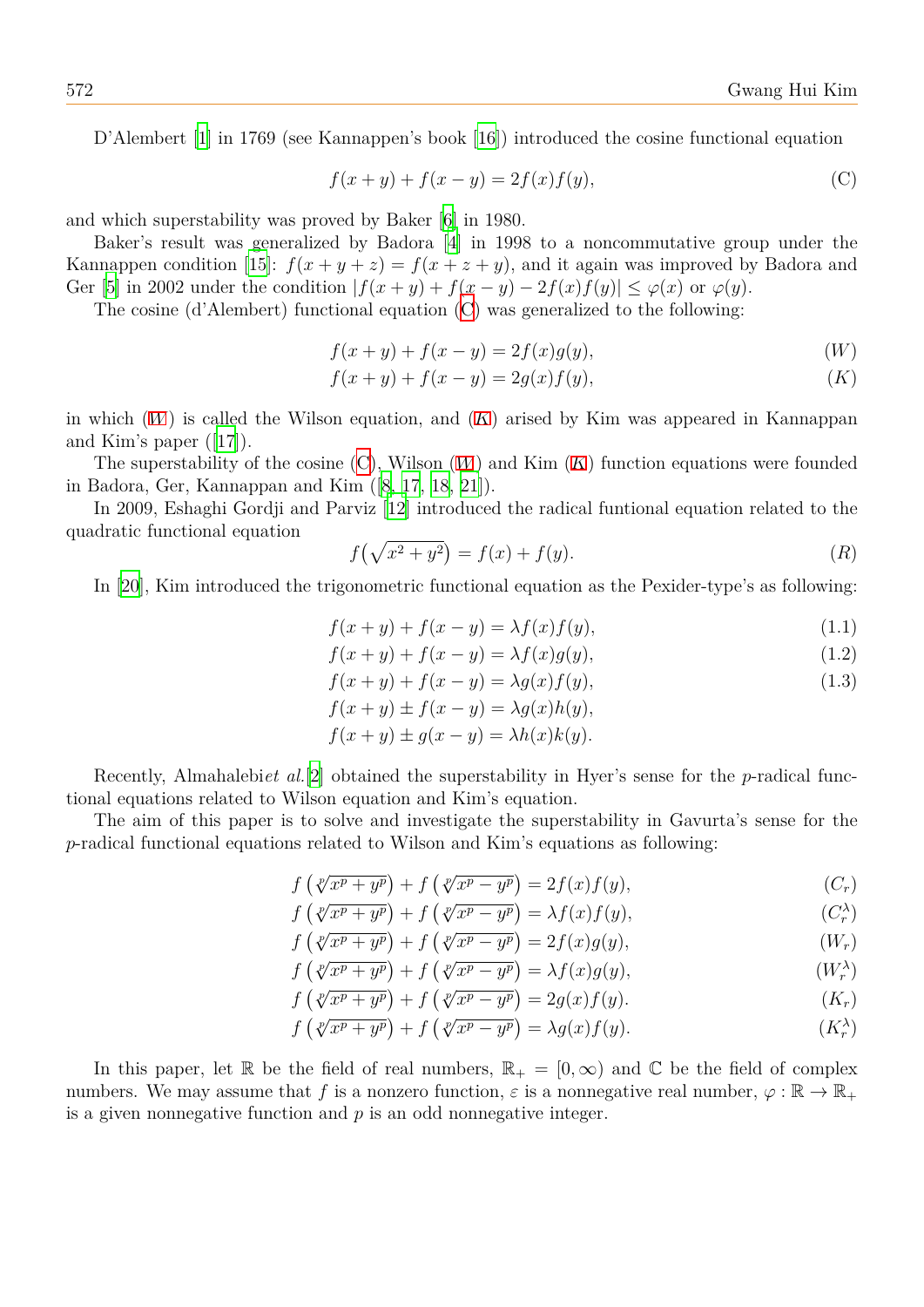D'Alembert [1] in 1769 (see Kannappen's book [16]) introduced the cosine functional equation

$$f(x+y)+f(x-y)=2f(x)f(y), \tag{C}$$

and which superstability was proved by Baker [6] in 1980.

Baker's result was generalized by Badora [4] in 1998 to a noncommutative group under the Kannappen condition [15]: $f(x+y+z)=f(x+z+y)$, and it again was improved by Badora and Ger [5] in 2002 under the condition $|f(x+y)+f(x-y)-2f(x)f(y)| \le \varphi(x)$ or $\varphi(y)$.

The cosine (d'Alembert) functional equation (C) was generalized to the following:

$$f(x+y)+f(x-y)=2f(x)g(y), \tag{W}$$

$$f(x+y)+f(x-y)=2g(x)f(y), \tag{K}$$

in which (W) is called the Wilson equation, and (K) arised by Kim was appeared in Kannappan and Kim's paper ([17]).

The superstability of the cosine (C), Wilson (W) and Kim (K) function equations were founded in Badora, Ger, Kannappan and Kim ([8, 17, 18, 21]).

In 2009, Eshaghi Gordji and Parviz [12] introduced the radical funtional equation related to the quadratic functional equation

$$f\left(\sqrt{x^2+y^2}\right)=f(x)+f(y). \tag{R}$$

In [20], Kim introduced the trigonometric functional equation as the Pexider-type's as following:

$$f(x+y)+f(x-y)=\lambda f(x)f(y), \tag{1.1}$$

$$f(x+y)+f(x-y)=\lambda f(x)g(y), \tag{1.2}$$

$$f(x+y)+f(x-y)=\lambda g(x)f(y), \tag{1.3}$$

$$f(x+y)\pm f(x-y)=\lambda g(x)h(y),$$

$$f(x+y)\pm g(x-y)=\lambda h(x)k(y).$$

Recently, Almahalebi*et al.*[2] obtained the superstability in Hyer's sense for the $p$-radical functional equations related to Wilson equation and Kim's equation.

The aim of this paper is to solve and investigate the superstability in Gavurta's sense for the $p$-radical functional equations related to Wilson and Kim's equations as following:

$$f\left(\sqrt[p]{x^p+y^p}\right)+f\left(\sqrt[p]{x^p-y^p}\right)=2f(x)f(y), \tag{$C_r$}$$

$$f\left(\sqrt[p]{x^p+y^p}\right)+f\left(\sqrt[p]{x^p-y^p}\right)=\lambda f(x)f(y), \tag{$C_r^\lambda$}$$

$$f\left(\sqrt[p]{x^p+y^p}\right)+f\left(\sqrt[p]{x^p-y^p}\right)=2f(x)g(y), \tag{$W_r$}$$

$$f\left(\sqrt[p]{x^p+y^p}\right)+f\left(\sqrt[p]{x^p-y^p}\right)=\lambda f(x)g(y), \tag{$W_r^\lambda$}$$

$$f\left(\sqrt[p]{x^p+y^p}\right)+f\left(\sqrt[p]{x^p-y^p}\right)=2g(x)f(y). \tag{$K_r$}$$

$$f\left(\sqrt[p]{x^p+y^p}\right)+f\left(\sqrt[p]{x^p-y^p}\right)=\lambda g(x)f(y). \tag{$K_r^\lambda$}$$

In this paper, let $\mathbb{R}$ be the field of real numbers, $\mathbb{R}_+=[0,\infty)$ and $\mathbb{C}$ be the field of complex numbers. We may assume that $f$ is a nonzero function, $\varepsilon$ is a nonnegative real number, $\varphi:\mathbb{R}\to\mathbb{R}_+$ is a given nonnegative function and $p$ is an odd nonnegative integer.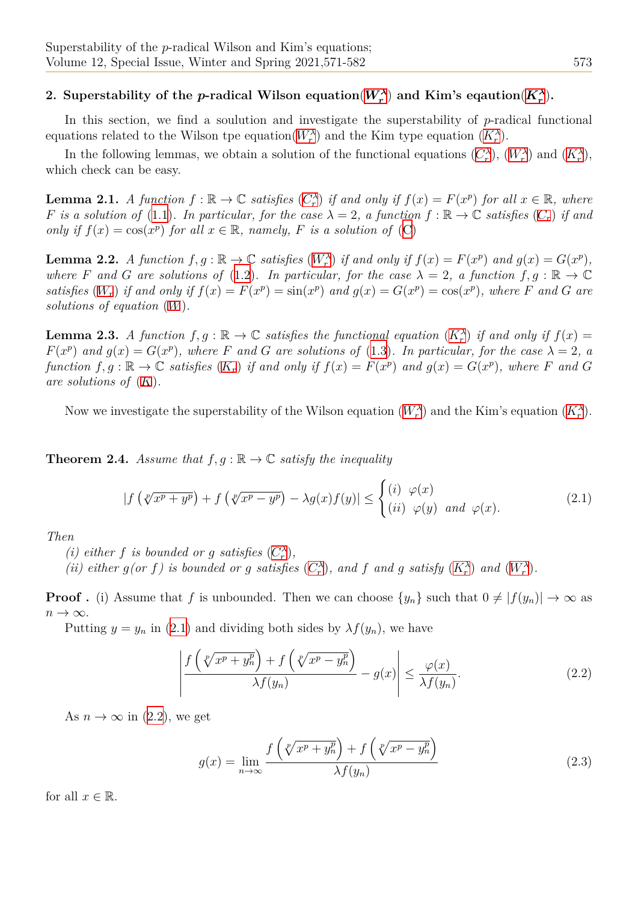## 2. Superstability of the $p$-radical Wilson equation($W_r^\lambda$) and Kim's eqaution($K_r^\lambda$).

In this section, we find a soulution and investigate the superstability of $p$-radical functional equations related to the Wilson tpe equation($W_r^\lambda$) and the Kim type equation ($K_r^\lambda$).

In the following lemmas, we obtain a solution of the functional equations ($C_r^\lambda$), ($W_r^\lambda$) and ($K_r^\lambda$), which check can be easy.

**Lemma 2.1.** *A function $f : \mathbb{R} \to \mathbb{C}$ satisfies ($C_r^\lambda$) if and only if $f(x) = F(x^p)$ for all $x \in \mathbb{R}$, where $F$ is a solution of (1.1). In particular, for the case $\lambda = 2$, a function $f : \mathbb{R} \to \mathbb{C}$ satisfies ($C_r$) if and only if $f(x) = \cos(x^p)$ for all $x \in \mathbb{R}$, namely, $F$ is a solution of (C)*

**Lemma 2.2.** *A function $f, g : \mathbb{R} \to \mathbb{C}$ satisfies ($W_r^\lambda$) if and only if $f(x) = F(x^p)$ and $g(x) = G(x^p)$, where $F$ and $G$ are solutions of (1.2). In particular, for the case $\lambda = 2$, a function $f, g : \mathbb{R} \to \mathbb{C}$ satisfies ($W_r$) if and only if $f(x) = F(x^p) = \sin(x^p)$ and $g(x) = G(x^p) = \cos(x^p)$, where $F$ and $G$ are solutions of equation ($W$).*

**Lemma 2.3.** *A function $f, g : \mathbb{R} \to \mathbb{C}$ satisfies the functional equation ($K_r^\lambda$) if and only if $f(x) = F(x^p)$ and $g(x) = G(x^p)$, where $F$ and $G$ are solutions of (1.3). In particular, for the case $\lambda = 2$, a function $f, g : \mathbb{R} \to \mathbb{C}$ satisfies ($K_r$) if and only if $f(x) = F(x^p)$ and $g(x) = G(x^p)$, where $F$ and $G$ are solutions of ($K$).*

Now we investigate the superstability of the Wilson equation ($W_r^\lambda$) and the Kim's equation ($K_r^\lambda$).

**Theorem 2.4.** *Assume that $f, g : \mathbb{R} \to \mathbb{C}$ satisfy the inequality*

$$|f\left(\sqrt[p]{x^p + y^p}\right) + f\left(\sqrt[p]{x^p - y^p}\right) - \lambda g(x)f(y)| \leq \begin{cases} (i) \;\; \varphi(x) \\ (ii) \;\; \varphi(y) \;\; and \;\; \varphi(x). \end{cases} \tag{2.1}$$

*Then*

*(i) either $f$ is bounded or $g$ satisfies ($C_r^\lambda$),*

*(ii) either $g$(or $f$) is bounded or $g$ satisfies ($C_r^\lambda$), and $f$ and $g$ satisfy ($K_r^\lambda$) and ($W_r^\lambda$).*

**Proof .** (i) Assume that $f$ is unbounded. Then we can choose $\{y_n\}$ such that $0 \neq |f(y_n)| \to \infty$ as $n \to \infty$.

Putting $y = y_n$ in (2.1) and dividing both sides by $\lambda f(y_n)$, we have

$$\left| \frac{f\left(\sqrt[p]{x^p + y_n^p}\right) + f\left(\sqrt[p]{x^p - y_n^p}\right)}{\lambda f(y_n)} - g(x) \right| \leq \frac{\varphi(x)}{\lambda f(y_n)}. \tag{2.2}$$

As $n \to \infty$ in (2.2), we get

$$g(x) = \lim_{n \to \infty} \frac{f\left(\sqrt[p]{x^p + y_n^p}\right) + f\left(\sqrt[p]{x^p - y_n^p}\right)}{\lambda f(y_n)} \tag{2.3}$$

for all $x \in \mathbb{R}$.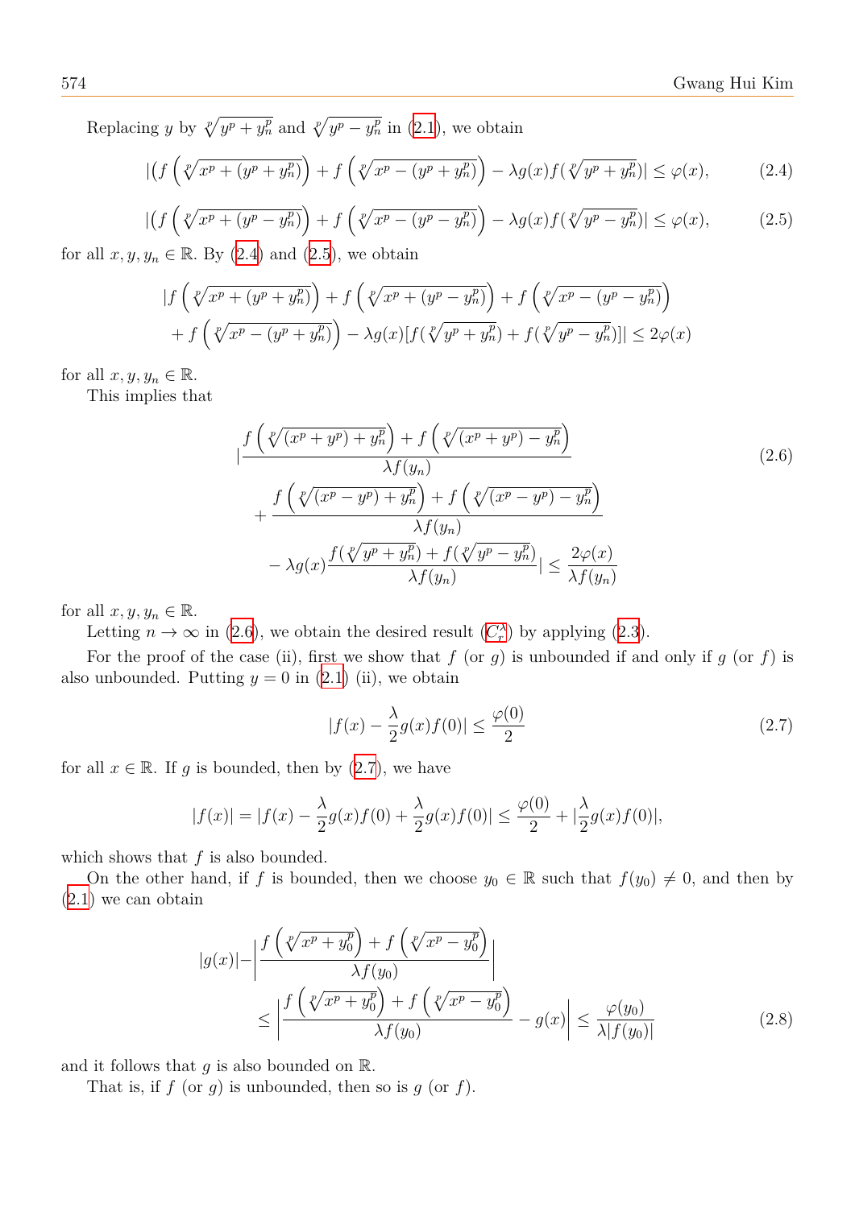Replacing $y$ by $\sqrt[p]{y^p + y_n^p}$ and $\sqrt[p]{y^p - y_n^p}$ in (2.1), we obtain

$$|(f\left(\sqrt[p]{x^p + (y^p + y_n^p)}\right) + f\left(\sqrt[p]{x^p - (y^p + y_n^p)}\right) - \lambda g(x) f(\sqrt[p]{y^p + y_n^p})| \leq \varphi(x), \tag{2.4}$$

$$|(f\left(\sqrt[p]{x^p + (y^p - y_n^p)}\right) + f\left(\sqrt[p]{x^p - (y^p - y_n^p)}\right) - \lambda g(x) f(\sqrt[p]{y^p - y_n^p})| \leq \varphi(x), \tag{2.5}$$

for all $x, y, y_n \in \mathbb{R}$. By (2.4) and (2.5), we obtain

$$\begin{aligned}
&|f\left(\sqrt[p]{x^p + (y^p + y_n^p)}\right) + f\left(\sqrt[p]{x^p + (y^p - y_n^p)}\right) + f\left(\sqrt[p]{x^p - (y^p - y_n^p)}\right) \\
&\quad + f\left(\sqrt[p]{x^p - (y^p + y_n^p)}\right) - \lambda g(x)[f(\sqrt[p]{y^p + y_n^p}) + f(\sqrt[p]{y^p - y_n^p})]| \leq 2\varphi(x)
\end{aligned}$$

for all $x, y, y_n \in \mathbb{R}$.

This implies that

$$\begin{aligned}
&|\frac{f\left(\sqrt[p]{(x^p + y^p) + y_n^p}\right) + f\left(\sqrt[p]{(x^p + y^p) - y_n^p}\right)}{\lambda f(y_n)} \\
&\quad + \frac{f\left(\sqrt[p]{(x^p - y^p) + y_n^p}\right) + f\left(\sqrt[p]{(x^p - y^p) - y_n^p}\right)}{\lambda f(y_n)} \\
&\quad - \lambda g(x) \frac{f(\sqrt[p]{y^p + y_n^p}) + f(\sqrt[p]{y^p - y_n^p})}{\lambda f(y_n)}| \leq \frac{2\varphi(x)}{\lambda f(y_n)}
\end{aligned} \tag{2.6}$$

for all $x, y, y_n \in \mathbb{R}$.

Letting $n \to \infty$ in (2.6), we obtain the desired result ($C_r^\lambda$) by applying (2.3).

For the proof of the case (ii), first we show that $f$ (or $g$) is unbounded if and only if $g$ (or $f$) is also unbounded. Putting $y = 0$ in (2.1) (ii), we obtain

$$|f(x) - \frac{\lambda}{2} g(x) f(0)| \leq \frac{\varphi(0)}{2} \tag{2.7}$$

for all $x \in \mathbb{R}$. If $g$ is bounded, then by (2.7), we have

$$|f(x)| = |f(x) - \frac{\lambda}{2} g(x) f(0) + \frac{\lambda}{2} g(x) f(0)| \leq \frac{\varphi(0)}{2} + |\frac{\lambda}{2} g(x) f(0)|,$$

which shows that $f$ is also bounded.

On the other hand, if $f$ is bounded, then we choose $y_0 \in \mathbb{R}$ such that $f(y_0) \neq 0$, and then by (2.1) we can obtain

$$\begin{aligned}
|g(x)| - &\left|\frac{f\left(\sqrt[p]{x^p + y_0^p}\right) + f\left(\sqrt[p]{x^p - y_0^p}\right)}{\lambda f(y_0)}\right| \\
&\leq \left|\frac{f\left(\sqrt[p]{x^p + y_0^p}\right) + f\left(\sqrt[p]{x^p - y_0^p}\right)}{\lambda f(y_0)} - g(x)\right| \leq \frac{\varphi(y_0)}{\lambda |f(y_0)|}
\end{aligned} \tag{2.8}$$

and it follows that $g$ is also bounded on $\mathbb{R}$.

That is, if $f$ (or $g$) is unbounded, then so is $g$ (or $f$).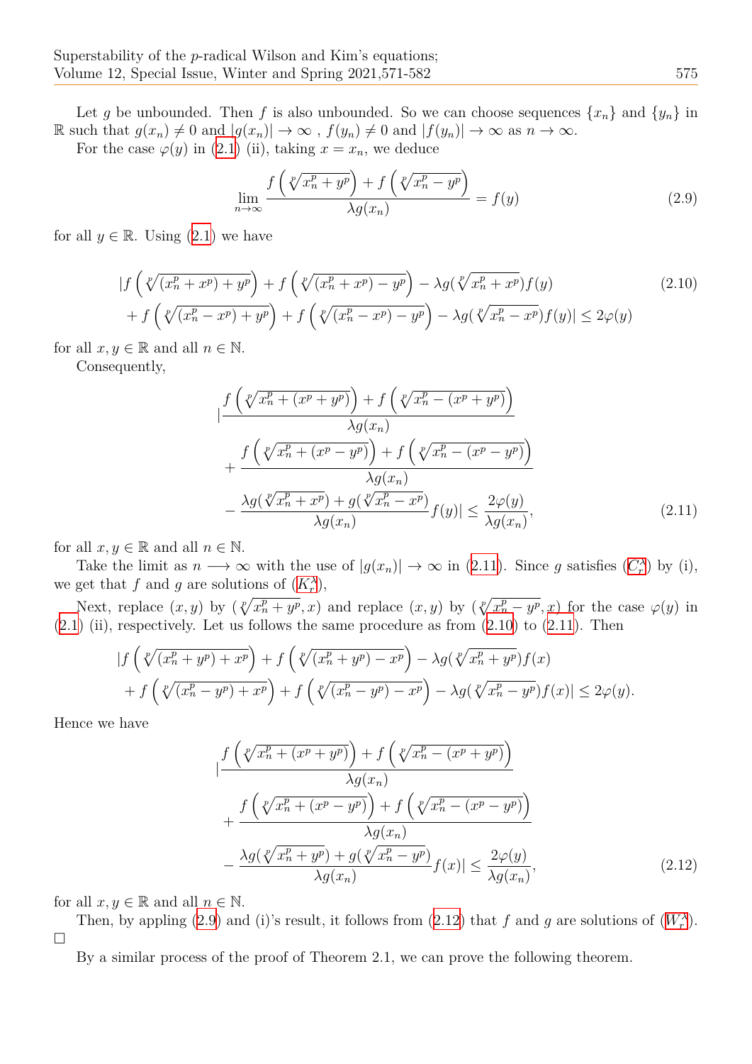Let $g$ be unbounded. Then $f$ is also unbounded. So we can choose sequences $\{x_n\}$ and $\{y_n\}$ in $\mathbb{R}$ such that $g(x_n) \neq 0$ and $|g(x_n)| \to \infty$ , $f(y_n) \neq 0$ and $|f(y_n)| \to \infty$ as $n \to \infty$.

For the case $\varphi(y)$ in (2.1) (ii), taking $x = x_n$, we deduce

$$\lim_{n\to\infty} \frac{f\left(\sqrt[p]{x_n^p + y^p}\right) + f\left(\sqrt[p]{x_n^p - y^p}\right)}{\lambda g(x_n)} = f(y) \tag{2.9}$$

for all $y \in \mathbb{R}$. Using (2.1) we have

$$\begin{aligned}
&|f\left(\sqrt[p]{(x_n^p + x^p) + y^p}\right) + f\left(\sqrt[p]{(x_n^p + x^p) - y^p}\right) - \lambda g(\sqrt[p]{x_n^p + x^p})f(y) \\
&\quad + f\left(\sqrt[p]{(x_n^p - x^p) + y^p}\right) + f\left(\sqrt[p]{(x_n^p - x^p) - y^p}\right) - \lambda g(\sqrt[p]{x_n^p - x^p})f(y)| \leq 2\varphi(y)
\end{aligned} \tag{2.10}$$

for all $x, y \in \mathbb{R}$ and all $n \in \mathbb{N}$.

Consequently,

$$\begin{aligned}
&|\frac{f\left(\sqrt[p]{x_n^p + (x^p + y^p)}\right) + f\left(\sqrt[p]{x_n^p - (x^p + y^p)}\right)}{\lambda g(x_n)} \\
&\quad + \frac{f\left(\sqrt[p]{x_n^p + (x^p - y^p)}\right) + f\left(\sqrt[p]{x_n^p - (x^p - y^p)}\right)}{\lambda g(x_n)} \\
&\quad - \frac{\lambda g(\sqrt[p]{x_n^p + x^p}) + g(\sqrt[p]{x_n^p - x^p})}{\lambda g(x_n)} f(y)| \leq \frac{2\varphi(y)}{\lambda g(x_n)},
\end{aligned} \tag{2.11}$$

for all $x, y \in \mathbb{R}$ and all $n \in \mathbb{N}$.

Take the limit as $n \longrightarrow \infty$ with the use of $|g(x_n)| \to \infty$ in (2.11). Since $g$ satisfies ($C_r^\lambda$) by (i), we get that $f$ and $g$ are solutions of ($K_r^\lambda$),

Next, replace $(x, y)$ by $(\sqrt[p]{x_n^p + y^p}, x)$ and replace $(x, y)$ by $(\sqrt[p]{x_n^p - y^p}, x)$ for the case $\varphi(y)$ in (2.1) (ii), respectively. Let us follows the same procedure as from (2.10) to (2.11). Then

$$\begin{aligned}
&|f\left(\sqrt[p]{(x_n^p + y^p) + x^p}\right) + f\left(\sqrt[p]{(x_n^p + y^p) - x^p}\right) - \lambda g(\sqrt[p]{x_n^p + y^p})f(x) \\
&\quad + f\left(\sqrt[p]{(x_n^p - y^p) + x^p}\right) + f\left(\sqrt[p]{(x_n^p - y^p) - x^p}\right) - \lambda g(\sqrt[p]{x_n^p - y^p})f(x)| \leq 2\varphi(y).
\end{aligned}$$

Hence we have

$$\begin{aligned}
&|\frac{f\left(\sqrt[p]{x_n^p + (x^p + y^p)}\right) + f\left(\sqrt[p]{x_n^p - (x^p + y^p)}\right)}{\lambda g(x_n)} \\
&\quad + \frac{f\left(\sqrt[p]{x_n^p + (x^p - y^p)}\right) + f\left(\sqrt[p]{x_n^p - (x^p - y^p)}\right)}{\lambda g(x_n)} \\
&\quad - \frac{\lambda g(\sqrt[p]{x_n^p + y^p}) + g(\sqrt[p]{x_n^p - y^p})}{\lambda g(x_n)} f(x)| \leq \frac{2\varphi(y)}{\lambda g(x_n)},
\end{aligned} \tag{2.12}$$

for all $x, y \in \mathbb{R}$ and all $n \in \mathbb{N}$.

Then, by appling (2.9) and (i)'s result, it follows from (2.12) that $f$ and $g$ are solutions of ($W_r^\lambda$). □

By a similar process of the proof of Theorem 2.1, we can prove the following theorem.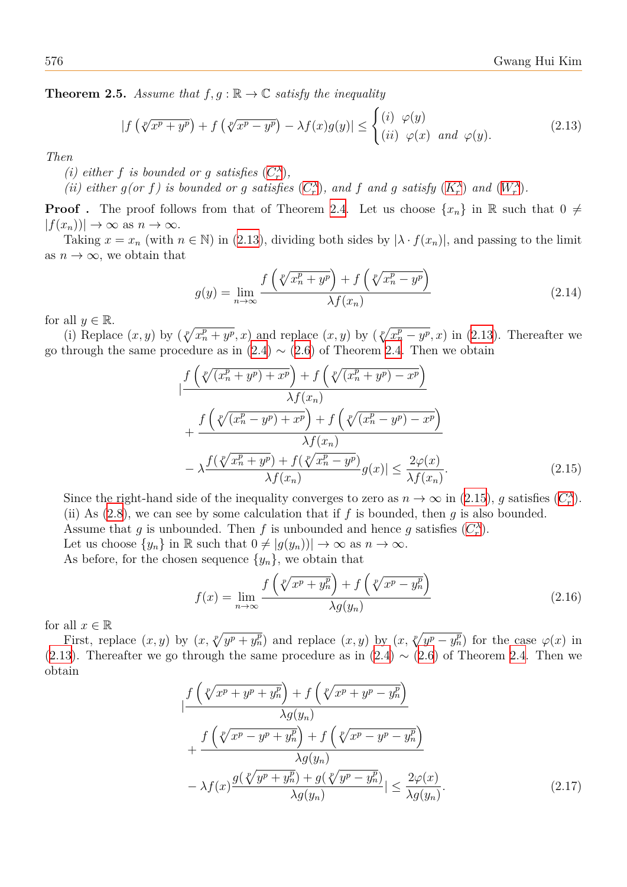**Theorem 2.5.** *Assume that $f, g : \mathbb{R} \to \mathbb{C}$ satisfy the inequality*

$$|f\left(\sqrt[p]{x^p + y^p}\right) + f\left(\sqrt[p]{x^p - y^p}\right) - \lambda f(x)g(y)| \leq \begin{cases} (i) \;\; \varphi(y) \\ (ii) \;\; \varphi(x) \;\; and \;\; \varphi(y). \end{cases} \tag{2.13}$$

*Then*

*(i) either $f$ is bounded or $g$ satisfies ($C_r^\lambda$),*

*(ii) either $g$(or $f$) is bounded or $g$ satisfies ($C_r^\lambda$), and $f$ and $g$ satisfy ($K_r^\lambda$) and ($W_r^\lambda$).*

**Proof .** The proof follows from that of Theorem 2.4. Let us choose $\{x_n\}$ in $\mathbb{R}$ such that $0 \neq |f(x_n))| \to \infty$ as $n \to \infty$.

Taking $x = x_n$ (with $n \in \mathbb{N}$) in (2.13), dividing both sides by $|\lambda \cdot f(x_n)|$, and passing to the limit as $n \to \infty$, we obtain that

$$g(y) = \lim_{n\to\infty} \frac{f\left(\sqrt[p]{x_n^p + y^p}\right) + f\left(\sqrt[p]{x_n^p - y^p}\right)}{\lambda f(x_n)} \tag{2.14}$$

for all $y \in \mathbb{R}$.

(i) Replace $(x, y)$ by $(\sqrt[p]{x_n^p + y^p}, x)$ and replace $(x, y)$ by $(\sqrt[p]{x_n^p - y^p}, x)$ in (2.13). Thereafter we go through the same procedure as in (2.4) $\sim$ (2.6) of Theorem 2.4. Then we obtain

$$\begin{aligned}
&|\frac{f\left(\sqrt[p]{(x_n^p + y^p) + x^p}\right) + f\left(\sqrt[p]{(x_n^p + y^p) - x^p}\right)}{\lambda f(x_n)} \\
&+ \frac{f\left(\sqrt[p]{(x_n^p - y^p) + x^p}\right) + f\left(\sqrt[p]{(x_n^p - y^p) - x^p}\right)}{\lambda f(x_n)} \\
&- \lambda \frac{f(\sqrt[p]{x_n^p + y^p}) + f(\sqrt[p]{x_n^p - y^p})}{\lambda f(x_n)} g(x)| \leq \frac{2\varphi(x)}{\lambda f(x_n)}.
\end{aligned} \tag{2.15}$$

Since the right-hand side of the inequality converges to zero as $n \to \infty$ in (2.15), $g$ satisfies ($C_r^\lambda$).

(ii) As (2.8), we can see by some calculation that if $f$ is bounded, then $g$ is also bounded.

Assume that $g$ is unbounded. Then $f$ is unbounded and hence $g$ satisfies ($C_r^\lambda$).

Let us choose $\{y_n\}$ in $\mathbb{R}$ such that $0 \neq |g(y_n))| \to \infty$ as $n \to \infty$.

As before, for the chosen sequence $\{y_n\}$, we obtain that

$$f(x) = \lim_{n\to\infty} \frac{f\left(\sqrt[p]{x^p + y_n^p}\right) + f\left(\sqrt[p]{x^p - y_n^p}\right)}{\lambda g(y_n)} \tag{2.16}$$

for all $x \in \mathbb{R}$

First, replace $(x, y)$ by $(x, \sqrt[p]{y^p + y_n^p})$ and replace $(x, y)$ by $(x, \sqrt[p]{y^p - y_n^p})$ for the case $\varphi(x)$ in (2.13). Thereafter we go through the same procedure as in (2.4) $\sim$ (2.6) of Theorem 2.4. Then we obtain

$$\begin{aligned}
&|\frac{f\left(\sqrt[p]{x^p + y^p + y_n^p}\right) + f\left(\sqrt[p]{x^p + y^p - y_n^p}\right)}{\lambda g(y_n)} \\
&+ \frac{f\left(\sqrt[p]{x^p - y^p + y_n^p}\right) + f\left(\sqrt[p]{x^p - y^p - y_n^p}\right)}{\lambda g(y_n)} \\
&- \lambda f(x) \frac{g(\sqrt[p]{y^p + y_n^p}) + g(\sqrt[p]{y^p - y_n^p})}{\lambda g(y_n)}| \leq \frac{2\varphi(x)}{\lambda g(y_n)}.
\end{aligned} \tag{2.17}$$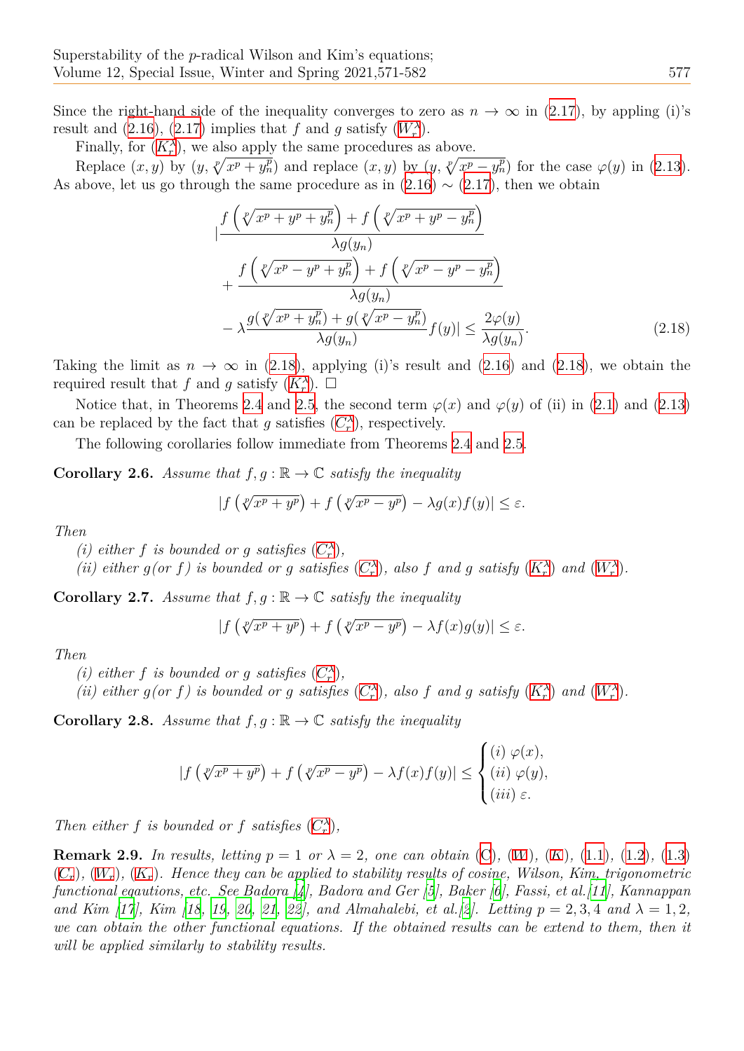Since the right-hand side of the inequality converges to zero as $n \to \infty$ in (2.17), by appling (i)'s result and (2.16), (2.17) implies that $f$ and $g$ satisfy ($W_r^\lambda$).

Finally, for ($K_r^\lambda$), we also apply the same procedures as above.

Replace $(x, y)$ by $(y, \sqrt[p]{x^p + y_n^p})$ and replace $(x, y)$ by $(y, \sqrt[p]{x^p - y_n^p})$ for the case $\varphi(y)$ in (2.13). As above, let us go through the same procedure as in (2.16) $\sim$ (2.17), then we obtain

$$
\begin{aligned}
&\Bigg|\frac{f\left(\sqrt[p]{x^p + y^p + y_n^p}\right) + f\left(\sqrt[p]{x^p + y^p - y_n^p}\right)}{\lambda g(y_n)} \\
&+ \frac{f\left(\sqrt[p]{x^p - y^p + y_n^p}\right) + f\left(\sqrt[p]{x^p - y^p - y_n^p}\right)}{\lambda g(y_n)} \\
&- \lambda \frac{g(\sqrt[p]{x^p + y_n^p}) + g(\sqrt[p]{x^p - y_n^p})}{\lambda g(y_n)} f(y)\Bigg| \le \frac{2\varphi(y)}{\lambda g(y_n)}.
\end{aligned} \tag{2.18}
$$

Taking the limit as $n \to \infty$ in (2.18), applying (i)'s result and (2.16) and (2.18), we obtain the required result that $f$ and $g$ satisfy ($K_r^\lambda$). $\square$

Notice that, in Theorems 2.4 and 2.5, the second term $\varphi(x)$ and $\varphi(y)$ of (ii) in (2.1) and (2.13) can be replaced by the fact that $g$ satisfies ($C_r^\lambda$), respectively.

The following corollaries follow immediate from Theorems 2.4 and 2.5.

**Corollary 2.6.** *Assume that* $f, g : \mathbb{R} \to \mathbb{C}$ *satisfy the inequality*

$$
|f\left(\sqrt[p]{x^p + y^p}\right) + f\left(\sqrt[p]{x^p - y^p}\right) - \lambda g(x) f(y)| \le \varepsilon.
$$

*Then*

*(i) either $f$ is bounded or $g$ satisfies ($C_r^\lambda$),*

*(ii) either $g$ (or $f$) is bounded or $g$ satisfies ($C_r^\lambda$), also $f$ and $g$ satisfy ($K_r^\lambda$) and ($W_r^\lambda$).*

**Corollary 2.7.** *Assume that* $f, g : \mathbb{R} \to \mathbb{C}$ *satisfy the inequality*

$$
|f\left(\sqrt[p]{x^p + y^p}\right) + f\left(\sqrt[p]{x^p - y^p}\right) - \lambda f(x) g(y)| \le \varepsilon.
$$

*Then*

*(i) either $f$ is bounded or $g$ satisfies ($C_r^\lambda$),*

*(ii) either $g$ (or $f$) is bounded or $g$ satisfies ($C_r^\lambda$), also $f$ and $g$ satisfy ($K_r^\lambda$) and ($W_r^\lambda$).*

**Corollary 2.8.** *Assume that* $f, g : \mathbb{R} \to \mathbb{C}$ *satisfy the inequality*

$$
|f\left(\sqrt[p]{x^p + y^p}\right) + f\left(\sqrt[p]{x^p - y^p}\right) - \lambda f(x) f(y)| \le \begin{cases} (i)\ \varphi(x), \\ (ii)\ \varphi(y), \\ (iii)\ \varepsilon. \end{cases}
$$

*Then either $f$ is bounded or $f$ satisfies ($C_r^\lambda$),*

**Remark 2.9.** *In results, letting $p = 1$ or $\lambda = 2$, one can obtain (C), (W), (K), (1.1), (1.2), (1.3) ($C_r$), ($W_r$), ($K_r$). Hence they can be applied to stability results of cosine, Wilson, Kim, trigonometric functional eqautions, etc. See Badora [4], Badora and Ger [5], Baker [6], Fassi, et al.[11], Kannappan and Kim [17], Kim [18, 19, 20, 21, 22], and Almahalebi, et al.[2]. Letting $p = 2, 3, 4$ and $\lambda = 1, 2$, we can obtain the other functional equations. If the obtained results can be extend to them, then it will be applied similarly to stability results.*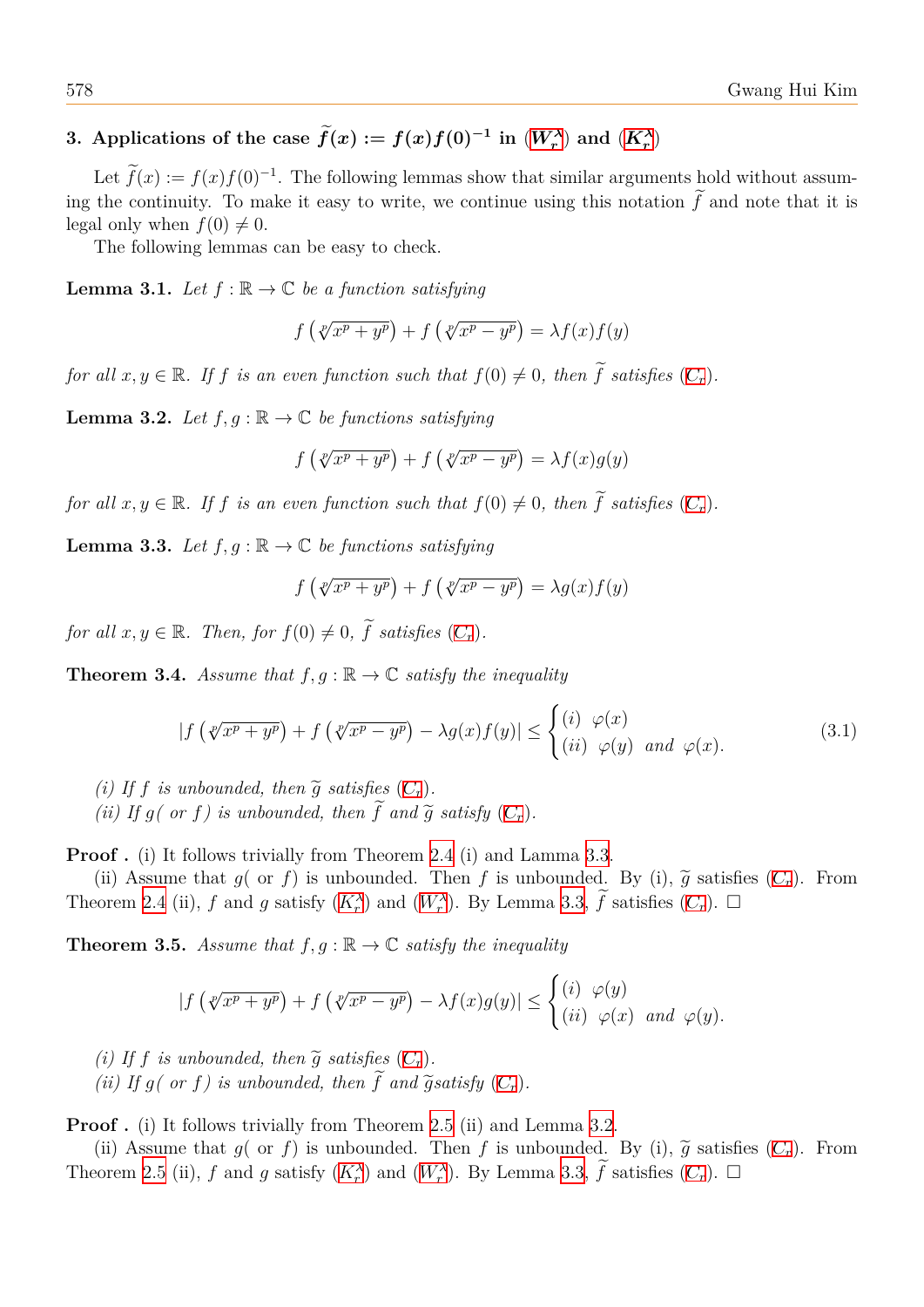## 3. Applications of the case $\widetilde{f}(x) := f(x)f(0)^{-1}$ in ($W_r^\lambda$) and ($K_r^\lambda$)

Let $\widetilde{f}(x) := f(x)f(0)^{-1}$. The following lemmas show that similar arguments hold without assuming the continuity. To make it easy to write, we continue using this notation $\widetilde{f}$ and note that it is legal only when $f(0) \neq 0$.

The following lemmas can be easy to check.

**Lemma 3.1.** *Let $f : \mathbb{R} \to \mathbb{C}$ be a function satisfying*

$$f\left(\sqrt[p]{x^p + y^p}\right) + f\left(\sqrt[p]{x^p - y^p}\right) = \lambda f(x)f(y)$$

*for all $x, y \in \mathbb{R}$. If $f$ is an even function such that $f(0) \neq 0$, then $\widetilde{f}$ satisfies ($C_r$).*

**Lemma 3.2.** *Let $f, g : \mathbb{R} \to \mathbb{C}$ be functions satisfying*

$$f\left(\sqrt[p]{x^p + y^p}\right) + f\left(\sqrt[p]{x^p - y^p}\right) = \lambda f(x)g(y)$$

*for all $x, y \in \mathbb{R}$. If $f$ is an even function such that $f(0) \neq 0$, then $\widetilde{f}$ satisfies ($C_r$).*

**Lemma 3.3.** *Let $f, g : \mathbb{R} \to \mathbb{C}$ be functions satisfying*

$$f\left(\sqrt[p]{x^p + y^p}\right) + f\left(\sqrt[p]{x^p - y^p}\right) = \lambda g(x)f(y)$$

*for all $x, y \in \mathbb{R}$. Then, for $f(0) \neq 0$, $\widetilde{f}$ satisfies ($C_r$).*

**Theorem 3.4.** *Assume that $f, g : \mathbb{R} \to \mathbb{C}$ satisfy the inequality*

$$\left|f\left(\sqrt[p]{x^p + y^p}\right) + f\left(\sqrt[p]{x^p - y^p}\right) - \lambda g(x)f(y)\right| \leq \begin{cases} (i) & \varphi(x) \\ (ii) & \varphi(y) \text{ and } \varphi(x). \end{cases} \tag{3.1}$$

*(i) If $f$ is unbounded, then $\widetilde{g}$ satisfies ($C_r$).*
*(ii) If $g$( or $f$) is unbounded, then $\widetilde{f}$ and $\widetilde{g}$ satisfy ($C_r$).*

**Proof .** (i) It follows trivially from Theorem 2.4 (i) and Lamma 3.3.

(ii) Assume that $g$( or $f$) is unbounded. Then $f$ is unbounded. By (i), $\widetilde{g}$ satisfies ($C_r$). From Theorem 2.4 (ii), $f$ and $g$ satisfy ($K_r^\lambda$) and ($W_r^\lambda$). By Lemma 3.3, $\widetilde{f}$ satisfies ($C_r$). □

**Theorem 3.5.** *Assume that $f, g : \mathbb{R} \to \mathbb{C}$ satisfy the inequality*

$$\left|f\left(\sqrt[p]{x^p + y^p}\right) + f\left(\sqrt[p]{x^p - y^p}\right) - \lambda f(x)g(y)\right| \leq \begin{cases} (i) & \varphi(y) \\ (ii) & \varphi(x) \text{ and } \varphi(y). \end{cases}$$

*(i) If $f$ is unbounded, then $\widetilde{g}$ satisfies ($C_r$).*
*(ii) If $g$( or $f$) is unbounded, then $\widetilde{f}$ and $\widetilde{g}$satisfy ($C_r$).*

**Proof .** (i) It follows trivially from Theorem 2.5 (ii) and Lemma 3.2.

(ii) Assume that $g$( or $f$) is unbounded. Then $f$ is unbounded. By (i), $\widetilde{g}$ satisfies ($C_r$). From Theorem 2.5 (ii), $f$ and $g$ satisfy ($K_r^\lambda$) and ($W_r^\lambda$). By Lemma 3.3, $\widetilde{f}$ satisfies ($C_r$). □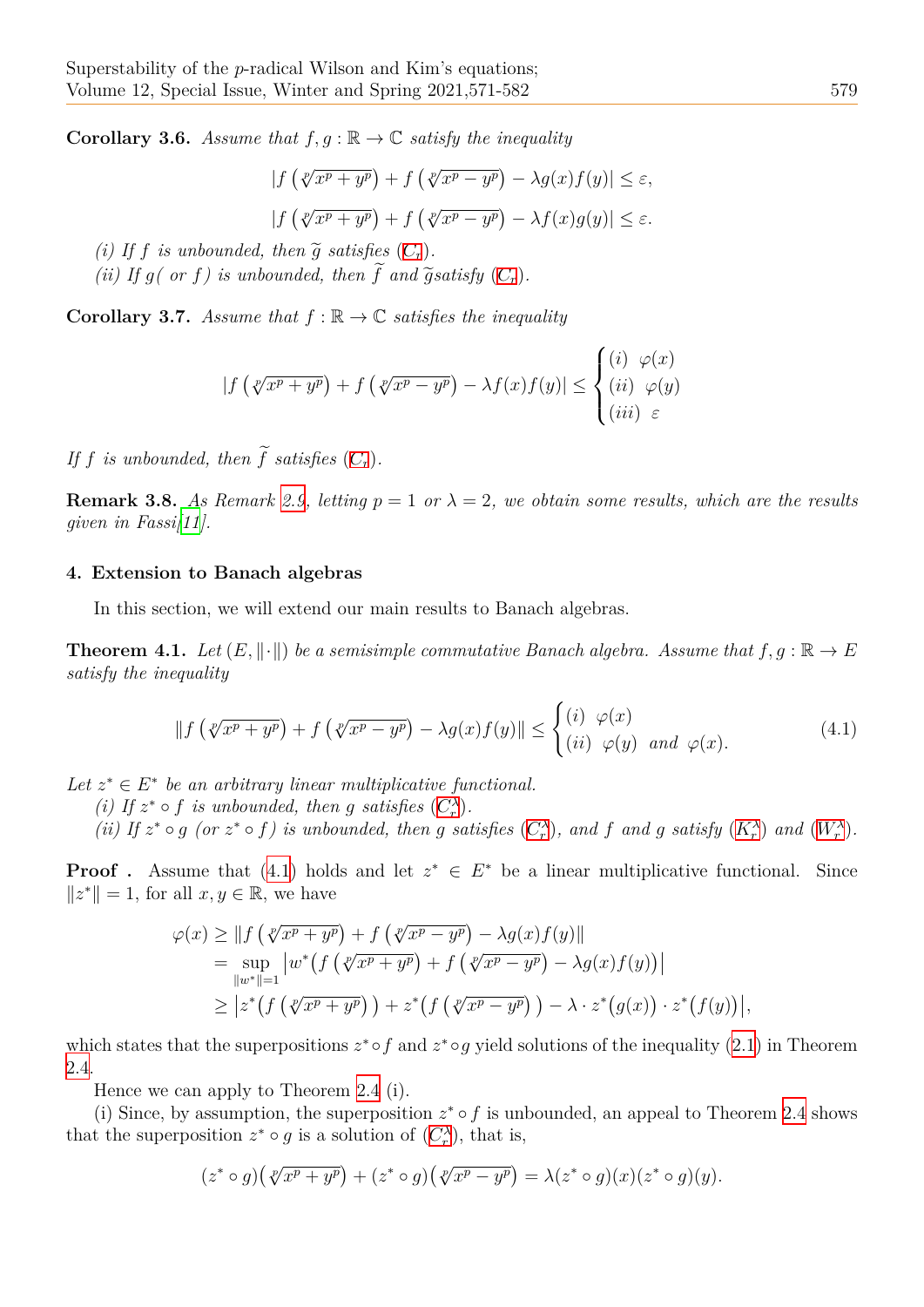**Corollary 3.6.** *Assume that $f, g : \mathbb{R} \to \mathbb{C}$ satisfy the inequality*

$$|f\left(\sqrt[p]{x^p + y^p}\right) + f\left(\sqrt[p]{x^p - y^p}\right) - \lambda g(x)f(y)| \le \varepsilon,$$

$$|f\left(\sqrt[p]{x^p + y^p}\right) + f\left(\sqrt[p]{x^p - y^p}\right) - \lambda f(x)g(y)| \le \varepsilon.$$

*(i) If $f$ is unbounded, then $\widetilde{g}$ satisfies ($C_r$).*
*(ii) If $g$( or $f$) is unbounded, then $\widetilde{f}$ and $\widetilde{g}$satisfy ($C_r$).*

**Corollary 3.7.** *Assume that $f : \mathbb{R} \to \mathbb{C}$ satisfies the inequality*

$$|f\left(\sqrt[p]{x^p + y^p}\right) + f\left(\sqrt[p]{x^p - y^p}\right) - \lambda f(x)f(y)| \le \begin{cases} (i) \ \ \varphi(x) \\ (ii) \ \ \varphi(y) \\ (iii) \ \ \varepsilon \end{cases}$$

*If $f$ is unbounded, then $\widetilde{f}$ satisfies ($C_r$).*

**Remark 3.8.** *As Remark 2.9, letting $p = 1$ or $\lambda = 2$, we obtain some results, which are the results given in Fassi[11].*

## 4. Extension to Banach algebras

In this section, we will extend our main results to Banach algebras.

**Theorem 4.1.** *Let $(E, \|\cdot\|)$ be a semisimple commutative Banach algebra. Assume that $f, g : \mathbb{R} \to E$ satisfy the inequality*

$$\|f\left(\sqrt[p]{x^p + y^p}\right) + f\left(\sqrt[p]{x^p - y^p}\right) - \lambda g(x)f(y)\| \le \begin{cases} (i) \ \ \varphi(x) \\ (ii) \ \ \varphi(y) \ \text{ and } \ \varphi(x). \end{cases} \tag{4.1}$$

*Let $z^* \in E^*$ be an arbitrary linear multiplicative functional.*
*(i) If $z^* \circ f$ is unbounded, then $g$ satisfies ($C_r^\lambda$).*
*(ii) If $z^* \circ g$ (or $z^* \circ f$) is unbounded, then $g$ satisfies ($C_r^\lambda$), and $f$ and $g$ satisfy ($K_r^\lambda$) and ($W_r^\lambda$).*

**Proof .** Assume that (4.1) holds and let $z^* \in E^*$ be a linear multiplicative functional. Since $\|z^*\| = 1$, for all $x, y \in \mathbb{R}$, we have

$$\begin{aligned}
\varphi(x) &\ge \|f\left(\sqrt[p]{x^p + y^p}\right) + f\left(\sqrt[p]{x^p - y^p}\right) - \lambda g(x)f(y)\| \\
&= \sup_{\|w^*\|=1} \left|w^*\big(f\left(\sqrt[p]{x^p + y^p}\right) + f\left(\sqrt[p]{x^p - y^p}\right) - \lambda g(x)f(y)\big)\right| \\
&\ge \left|z^*\big(f\left(\sqrt[p]{x^p + y^p}\right)\big) + z^*\big(f\left(\sqrt[p]{x^p - y^p}\right)\big) - \lambda \cdot z^*\big(g(x)\big) \cdot z^*\big(f(y)\big)\right|,
\end{aligned}$$

which states that the superpositions $z^* \circ f$ and $z^* \circ g$ yield solutions of the inequality (2.1) in Theorem 2.4.

Hence we can apply to Theorem 2.4 (i).

(i) Since, by assumption, the superposition $z^* \circ f$ is unbounded, an appeal to Theorem 2.4 shows that the superposition $z^* \circ g$ is a solution of ($C_r^\lambda$), that is,

$$(z^* \circ g)\big(\sqrt[p]{x^p + y^p}\big) + (z^* \circ g)\big(\sqrt[p]{x^p - y^p}\big) = \lambda(z^* \circ g)(x)(z^* \circ g)(y).$$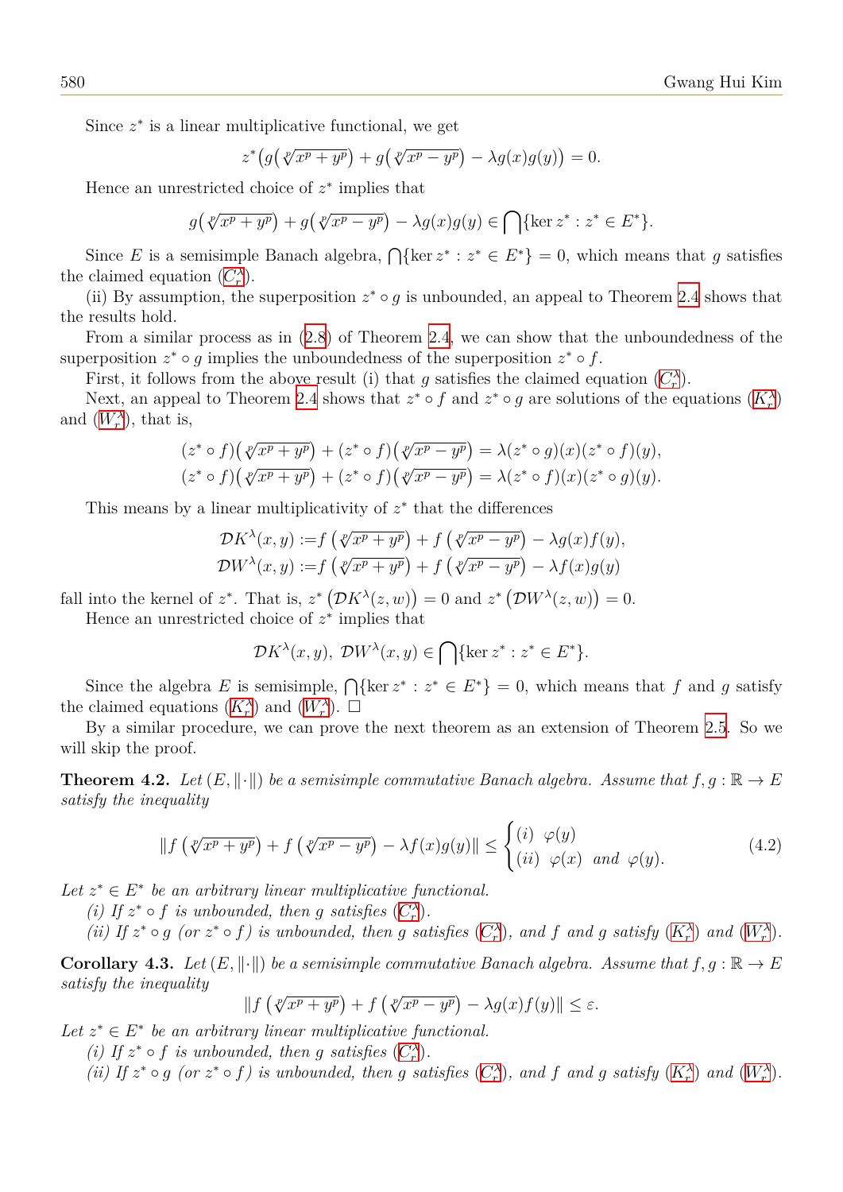Since $z^*$ is a linear multiplicative functional, we get

$$z^*\big(g\big(\sqrt[p]{x^p+y^p}\big)+g\big(\sqrt[p]{x^p-y^p}\big)-\lambda g(x)g(y)\big)=0.$$

Hence an unrestricted choice of $z^*$ implies that

$$g\big(\sqrt[p]{x^p+y^p}\big)+g\big(\sqrt[p]{x^p-y^p}\big)-\lambda g(x)g(y)\in\bigcap\{\ker z^*:z^*\in E^*\}.$$

Since $E$ is a semisimple Banach algebra, $\bigcap\{\ker z^*:z^*\in E^*\}=0$, which means that $g$ satisfies the claimed equation ($C_r^\lambda$).

(ii) By assumption, the superposition $z^*\circ g$ is unbounded, an appeal to Theorem 2.4 shows that the results hold.

From a similar process as in (2.8) of Theorem 2.4, we can show that the unboundedness of the superposition $z^*\circ g$ implies the unboundedness of the superposition $z^*\circ f$.

First, it follows from the above result (i) that $g$ satisfies the claimed equation ($C_r^\lambda$).

Next, an appeal to Theorem 2.4 shows that $z^*\circ f$ and $z^*\circ g$ are solutions of the equations ($K_r^\lambda$) and ($W_r^\lambda$), that is,

$$(z^*\circ f)\big(\sqrt[p]{x^p+y^p}\big)+(z^*\circ f)\big(\sqrt[p]{x^p-y^p}\big)=\lambda(z^*\circ g)(x)(z^*\circ f)(y),$$
$$(z^*\circ f)\big(\sqrt[p]{x^p+y^p}\big)+(z^*\circ f)\big(\sqrt[p]{x^p-y^p}\big)=\lambda(z^*\circ f)(x)(z^*\circ g)(y).$$

This means by a linear multiplicativity of $z^*$ that the differences

$$\mathcal{D}K^\lambda(x,y):=f\left(\sqrt[p]{x^p+y^p}\right)+f\left(\sqrt[p]{x^p-y^p}\right)-\lambda g(x)f(y),$$
$$\mathcal{D}W^\lambda(x,y):=f\left(\sqrt[p]{x^p+y^p}\right)+f\left(\sqrt[p]{x^p-y^p}\right)-\lambda f(x)g(y)$$

fall into the kernel of $z^*$. That is, $z^*\left(\mathcal{D}K^\lambda(z,w)\right)=0$ and $z^*\left(\mathcal{D}W^\lambda(z,w)\right)=0$.

Hence an unrestricted choice of $z^*$ implies that

$$\mathcal{D}K^\lambda(x,y),\ \mathcal{D}W^\lambda(x,y)\in\bigcap\{\ker z^*:z^*\in E^*\}.$$

Since the algebra $E$ is semisimple, $\bigcap\{\ker z^*:z^*\in E^*\}=0$, which means that $f$ and $g$ satisfy the claimed equations ($K_r^\lambda$) and ($W_r^\lambda$). □

By a similar procedure, we can prove the next theorem as an extension of Theorem 2.5. So we will skip the proof.

**Theorem 4.2.** *Let $(E,\|\cdot\|)$ be a semisimple commutative Banach algebra. Assume that $f,g:\mathbb{R}\to E$ satisfy the inequality*

$$\|f\left(\sqrt[p]{x^p+y^p}\right)+f\left(\sqrt[p]{x^p-y^p}\right)-\lambda f(x)g(y)\|\le\begin{cases}(i)\ \ \varphi(y)\\(ii)\ \ \varphi(x)\ \ and\ \ \varphi(y).\end{cases}\tag{4.2}$$

*Let $z^*\in E^*$ be an arbitrary linear multiplicative functional.*

*(i) If $z^*\circ f$ is unbounded, then $g$ satisfies ($C_r^\lambda$).*

*(ii) If $z^*\circ g$ (or $z^*\circ f$) is unbounded, then $g$ satisfies ($C_r^\lambda$), and $f$ and $g$ satisfy ($K_r^\lambda$) and ($W_r^\lambda$).*

**Corollary 4.3.** *Let $(E,\|\cdot\|)$ be a semisimple commutative Banach algebra. Assume that $f,g:\mathbb{R}\to E$ satisfy the inequality*

$$\|f\left(\sqrt[p]{x^p+y^p}\right)+f\left(\sqrt[p]{x^p-y^p}\right)-\lambda g(x)f(y)\|\le\varepsilon.$$

*Let $z^*\in E^*$ be an arbitrary linear multiplicative functional.*

*(i) If $z^*\circ f$ is unbounded, then $g$ satisfies ($C_r^\lambda$).*

*(ii) If $z^*\circ g$ (or $z^*\circ f$) is unbounded, then $g$ satisfies ($C_r^\lambda$), and $f$ and $g$ satisfy ($K_r^\lambda$) and ($W_r^\lambda$).*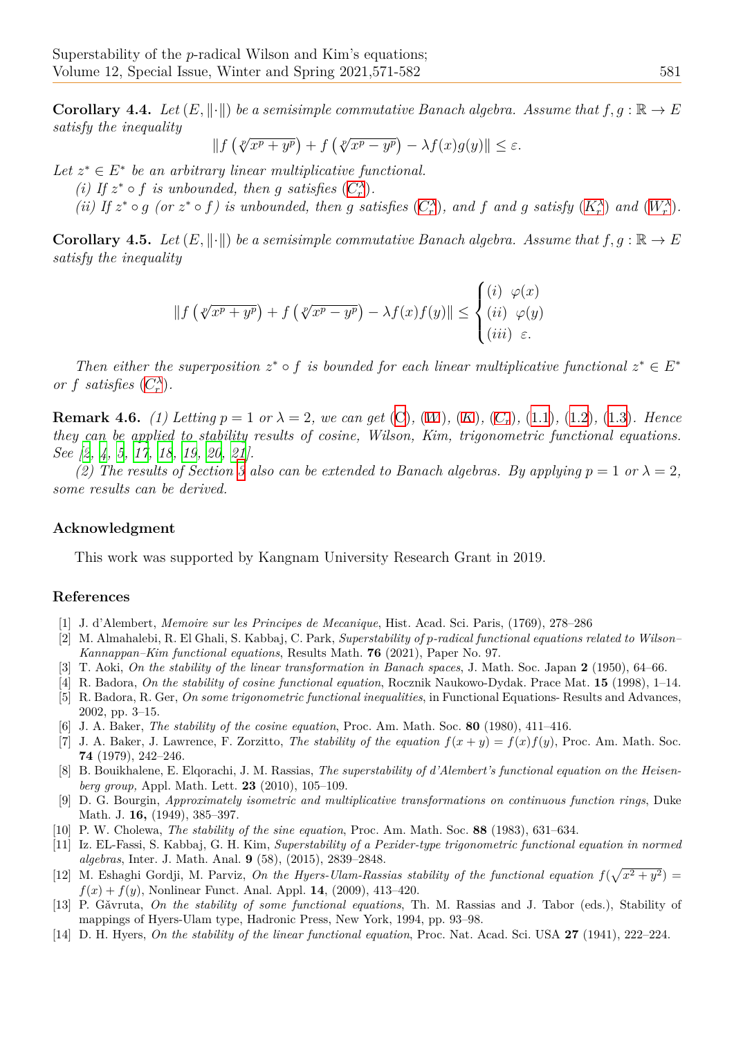**Corollary 4.4.** *Let $(E, \|\cdot\|)$ be a semisimple commutative Banach algebra. Assume that $f, g : \mathbb{R} \to E$ satisfy the inequality*

$$\left\| f\left(\sqrt[p]{x^p + y^p}\right) + f\left(\sqrt[p]{x^p - y^p}\right) - \lambda f(x)g(y)\right\| \leq \varepsilon.$$

*Let $z^* \in E^*$ be an arbitrary linear multiplicative functional.*

*(i) If $z^* \circ f$ is unbounded, then $g$ satisfies ($C_r^\lambda$).*

*(ii) If $z^* \circ g$ (or $z^* \circ f$) is unbounded, then $g$ satisfies ($C_r^\lambda$), and $f$ and $g$ satisfy ($K_r^\lambda$) and ($W_r^\lambda$).*

**Corollary 4.5.** *Let $(E, \|\cdot\|)$ be a semisimple commutative Banach algebra. Assume that $f, g : \mathbb{R} \to E$ satisfy the inequality*

$$\left\| f\left(\sqrt[p]{x^p + y^p}\right) + f\left(\sqrt[p]{x^p - y^p}\right) - \lambda f(x)f(y)\right\| \leq \begin{cases} (i) & \varphi(x) \\ (ii) & \varphi(y) \\ (iii) & \varepsilon. \end{cases}$$

*Then either the superposition $z^* \circ f$ is bounded for each linear multiplicative functional $z^* \in E^*$ or $f$ satisfies ($C_r^\lambda$).*

**Remark 4.6.** *(1) Letting $p = 1$ or $\lambda = 2$, we can get (C), (W), (K), ($C_r$), (1.1), (1.2), (1.3). Hence they can be applied to stability results of cosine, Wilson, Kim, trigonometric functional equations. See [2, 4, 5, 17, 18, 19, 20, 21].*

*(2) The results of Section 3 also can be extended to Banach algebras. By applying $p = 1$ or $\lambda = 2$, some results can be derived.*

## Acknowledgment

This work was supported by Kangnam University Research Grant in 2019.

## References

[1] J. d'Alembert, *Memoire sur les Principes de Mecanique*, Hist. Acad. Sci. Paris, (1769), 278–286

[2] M. Almahalebi, R. El Ghali, S. Kabbaj, C. Park, *Superstability of p-radical functional equations related to Wilson–Kannappan–Kim functional equations*, Results Math. **76** (2021), Paper No. 97.

[3] T. Aoki, *On the stability of the linear transformation in Banach spaces*, J. Math. Soc. Japan **2** (1950), 64–66.

[4] R. Badora, *On the stability of cosine functional equation*, Rocznik Naukowo-Dydak. Prace Mat. **15** (1998), 1–14.

[5] R. Badora, R. Ger, *On some trigonometric functional inequalities*, in Functional Equations- Results and Advances, 2002, pp. 3–15.

[6] J. A. Baker, *The stability of the cosine equation*, Proc. Am. Math. Soc. **80** (1980), 411–416.

[7] J. A. Baker, J. Lawrence, F. Zorzitto, *The stability of the equation $f(x + y) = f(x)f(y)$*, Proc. Am. Math. Soc. **74** (1979), 242–246.

[8] B. Bouikhalene, E. Elqorachi, J. M. Rassias, *The superstability of d'Alembert's functional equation on the Heisenberg group,* Appl. Math. Lett. **23** (2010), 105–109.

[9] D. G. Bourgin, *Approximately isometric and multiplicative transformations on continuous function rings*, Duke Math. J. **16,** (1949), 385–397.

[10] P. W. Cholewa, *The stability of the sine equation*, Proc. Am. Math. Soc. **88** (1983), 631–634.

[11] Iz. EL-Fassi, S. Kabbaj, G. H. Kim, *Superstability of a Pexider-type trigonometric functional equation in normed algebras*, Inter. J. Math. Anal. **9** (58), (2015), 2839–2848.

[12] M. Eshaghi Gordji, M. Parviz, *On the Hyers-Ulam-Rassias stability of the functional equation $f(\sqrt{x^2 + y^2}) = f(x) + f(y)$*, Nonlinear Funct. Anal. Appl. **14**, (2009), 413–420.

[13] P. Găvruta, *On the stability of some functional equations*, Th. M. Rassias and J. Tabor (eds.), Stability of mappings of Hyers-Ulam type, Hadronic Press, New York, 1994, pp. 93–98.

[14] D. H. Hyers, *On the stability of the linear functional equation*, Proc. Nat. Acad. Sci. USA **27** (1941), 222–224.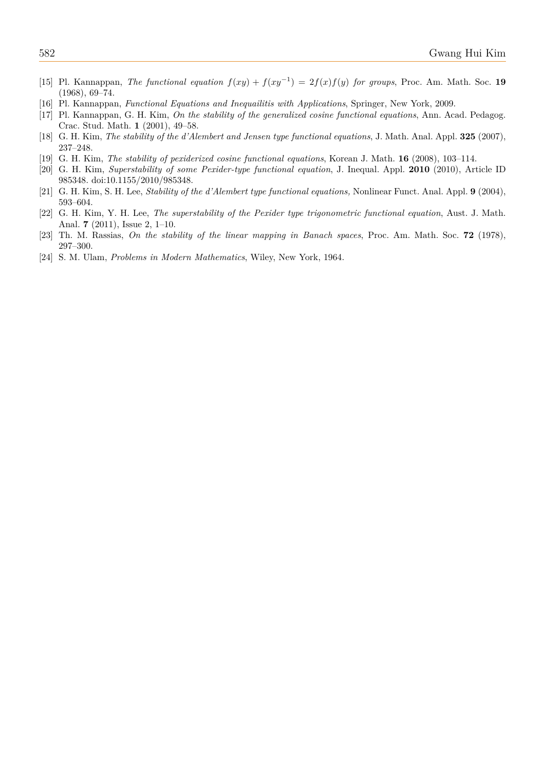[15] Pl. Kannappan, *The functional equation $f(xy) + f(xy^{-1}) = 2f(x)f(y)$ for groups*, Proc. Am. Math. Soc. **19** (1968), 69–74.

[16] Pl. Kannappan, *Functional Equations and Inequailitis with Applications*, Springer, New York, 2009.

[17] Pl. Kannappan, G. H. Kim, *On the stability of the generalized cosine functional equations*, Ann. Acad. Pedagog. Crac. Stud. Math. **1** (2001), 49–58.

[18] G. H. Kim, *The stability of the d'Alembert and Jensen type functional equations*, J. Math. Anal. Appl. **325** (2007), 237–248.

[19] G. H. Kim, *The stability of pexiderized cosine functional equations*, Korean J. Math. **16** (2008), 103–114.

[20] G. H. Kim, *Superstability of some Pexider-type functional equation*, J. Inequal. Appl. **2010** (2010), Article ID 985348. doi:10.1155/2010/985348.

[21] G. H. Kim, S. H. Lee, *Stability of the d'Alembert type functional equations,* Nonlinear Funct. Anal. Appl. **9** (2004), 593–604.

[22] G. H. Kim, Y. H. Lee, *The superstability of the Pexider type trigonometric functional equation*, Aust. J. Math. Anal. **7** (2011), Issue 2, 1–10.

[23] Th. M. Rassias, *On the stability of the linear mapping in Banach spaces*, Proc. Am. Math. Soc. **72** (1978), 297–300.

[24] S. M. Ulam, *Problems in Modern Mathematics*, Wiley, New York, 1964.